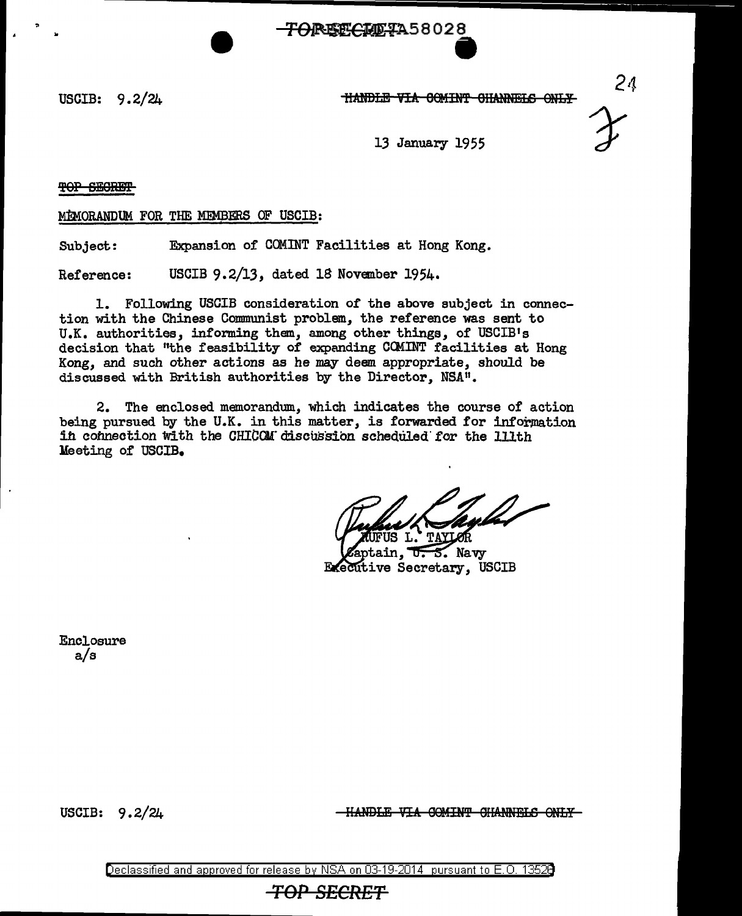USCIB: 9.2/24

~~HANDLE VIA COMINT CHANNELS ONLY~~

13 January 1955

~~TOP SECRET~~

MEMORANDUM FOR THE MEMBERS OF USCIB:

Subject: Expansion of COMINT Facilities at Hong Kong.

Reference: USCIB 9.2/13, dated 18 November 1954.

1. Following USCIB consideration of the above subject in connection with the Chinese Communist problem, the reference was sent to U.K. authorities, informing them, among other things, of USCIB's decision that "the feasibility of expanding COMINT facilities at Hong Kong, and such other actions as he may deem appropriate, should be discussed with British authorities by the Director, NSA".

2. The enclosed memorandum, which indicates the course of action being pursued by the U.K. in this matter, is forwarded for information in connection with the CHICOM discussion scheduled for the 111th Meeting of USCIB.

RUFUS L. TAYLOR
Captain, U. S. Navy
Executive Secretary, USCIB

Enclosure
a/s

USCIB: 9.2/24

~~HANDLE VIA COMINT CHANNELS ONLY~~

Declassified and approved for release by NSA on 03-19-2014 pursuant to E.O. 13526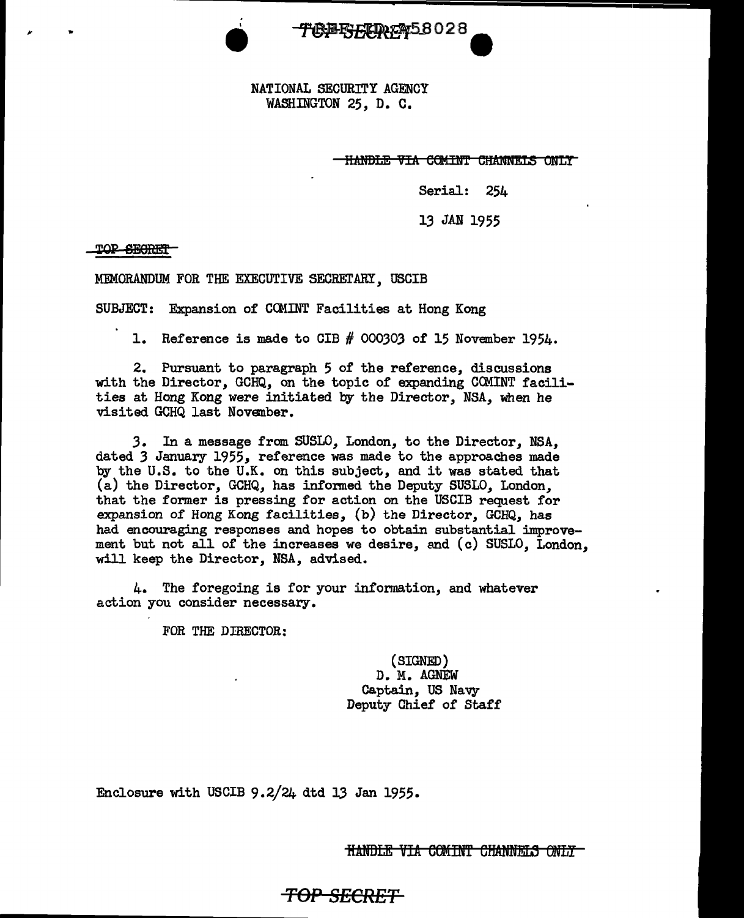TOP SECRET REF ID:A58028

NATIONAL SECURITY AGENCY
WASHINGTON 25, D. C.

~~HANDLE VIA COMINT CHANNELS ONLY~~

Serial: 254

13 JAN 1955

~~TOP SECRET~~

MEMORANDUM FOR THE EXECUTIVE SECRETARY, USCIB

SUBJECT: Expansion of COMINT Facilities at Hong Kong

1. Reference is made to CIB # 000303 of 15 November 1954.

2. Pursuant to paragraph 5 of the reference, discussions with the Director, GCHQ, on the topic of expanding COMINT facilities at Hong Kong were initiated by the Director, NSA, when he visited GCHQ last November.

3. In a message from SUSLO, London, to the Director, NSA, dated 3 January 1955, reference was made to the approaches made by the U.S. to the U.K. on this subject, and it was stated that (a) the Director, GCHQ, has informed the Deputy SUSLO, London, that the former is pressing for action on the USCIB request for expansion of Hong Kong facilities, (b) the Director, GCHQ, has had encouraging responses and hopes to obtain substantial improvement but not all of the increases we desire, and (c) SUSLO, London, will keep the Director, NSA, advised.

4. The foregoing is for your information, and whatever action you consider necessary.

FOR THE DIRECTOR:

(SIGNED)
D. M. AGNEW
Captain, US Navy
Deputy Chief of Staff

Enclosure with USCIB 9.2/24 dtd 13 Jan 1955.

~~HANDLE VIA COMINT CHANNELS ONLY~~

~~TOP SECRET~~